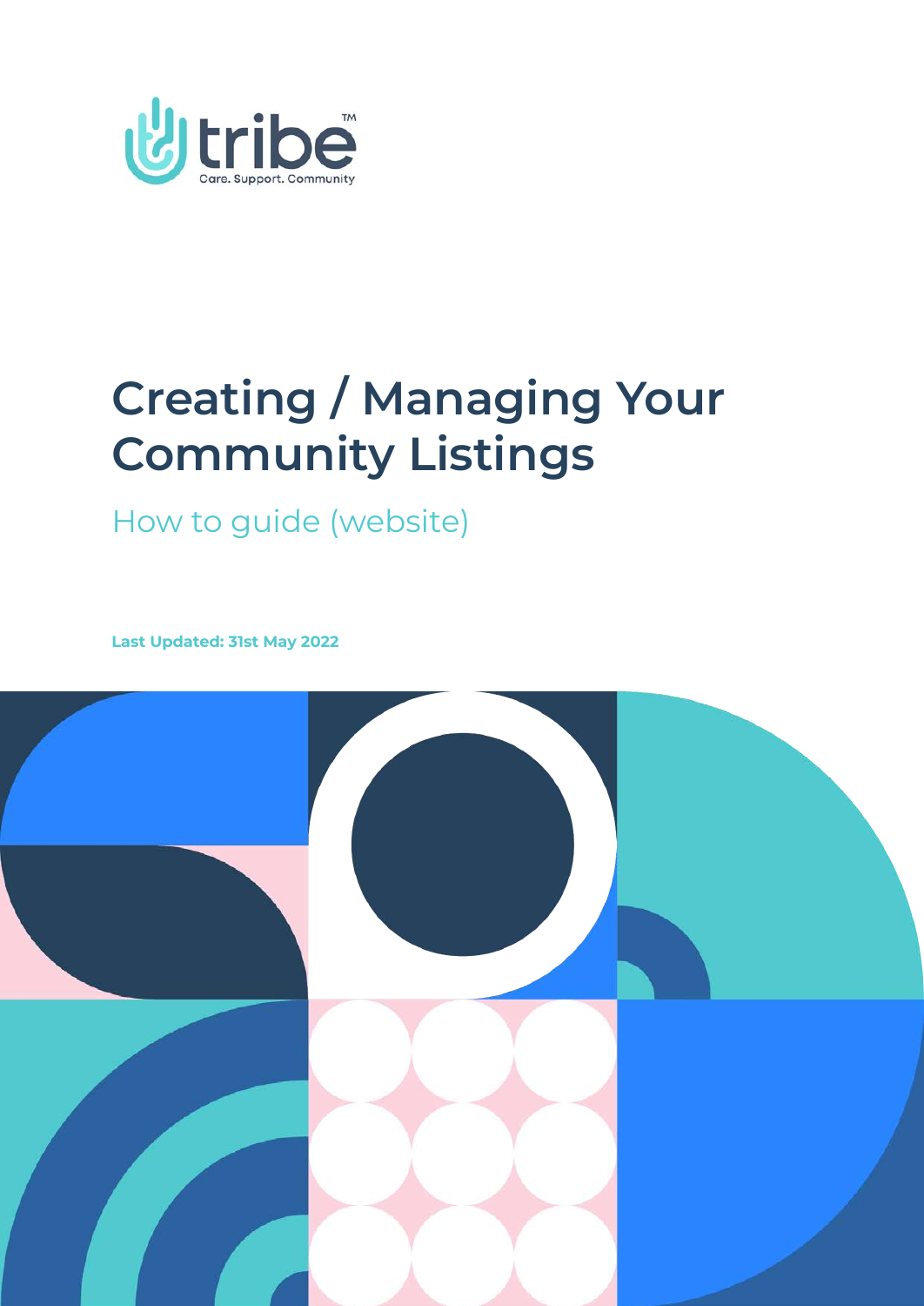tribe™

Care. Support. Community

# Creating / Managing Your Community Listings

## How to guide (website)

**Last Updated: 31st May 2022**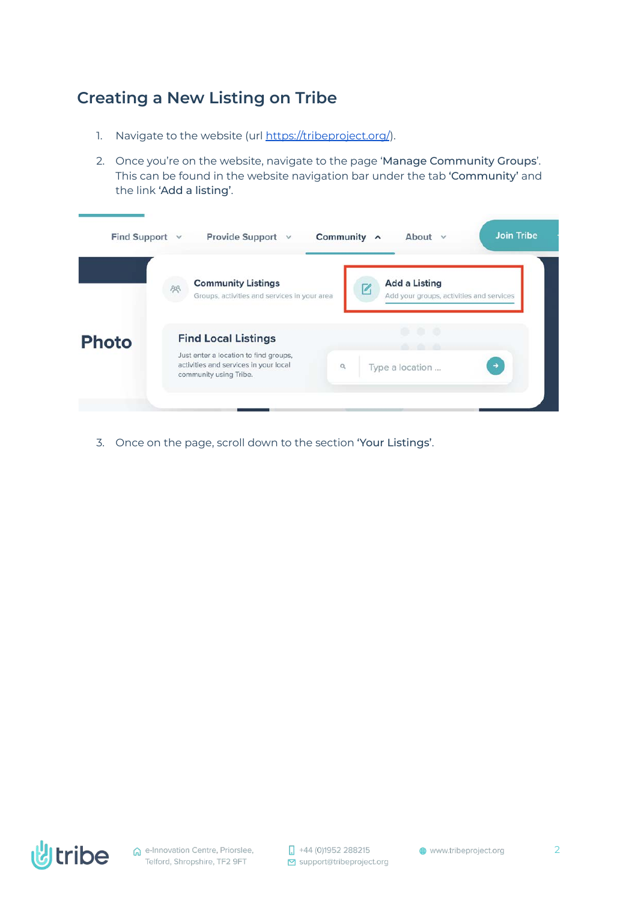## Creating a New Listing on Tribe

1. Navigate to the website (url https://tribeproject.org/).
2. Once you're on the website, navigate to the page 'Manage Community Groups'. This can be found in the website navigation bar under the tab **'Community'** and the link **'Add a listing'**.
3. Once on the page, scroll down to the section **'Your Listings'**.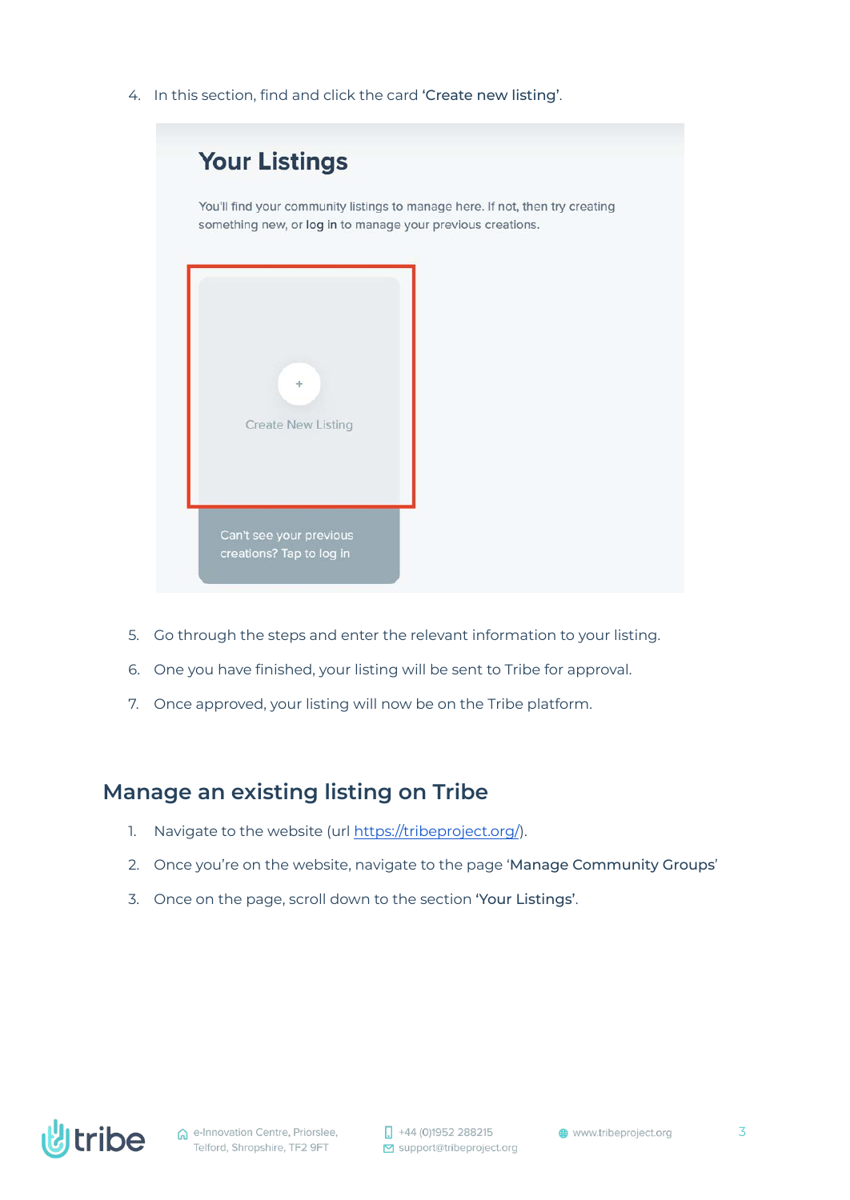4. In this section, find and click the card **'Create new listing'**.

5. Go through the steps and enter the relevant information to your listing.
6. One you have finished, your listing will be sent to Tribe for approval.
7. Once approved, your listing will now be on the Tribe platform.

## Manage an existing listing on Tribe

1. Navigate to the website (url https://tribeproject.org/).
2. Once you're on the website, navigate to the page '**Manage Community Groups**'
3. Once on the page, scroll down to the section **'Your Listings'**.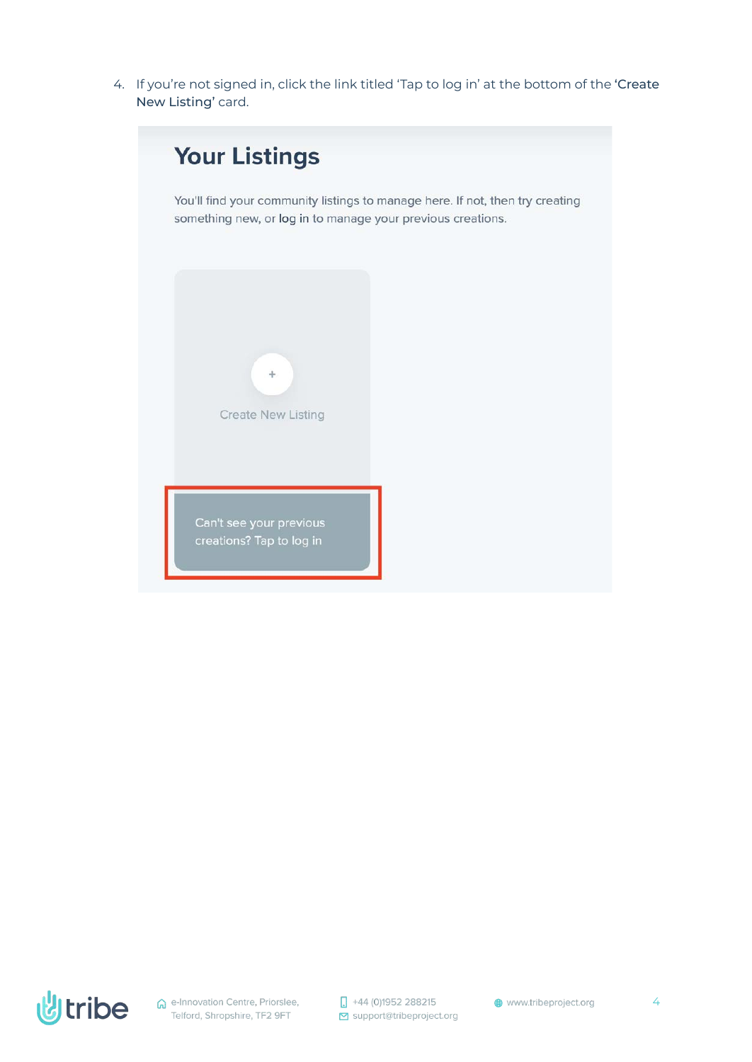4. If you're not signed in, click the link titled 'Tap to log in' at the bottom of the **'Create New Listing'** card.

## Your Listings

You'll find your community listings to manage here. If not, then try creating something new, or log in to manage your previous creations.

+

Create New Listing

Can't see your previous creations? Tap to log in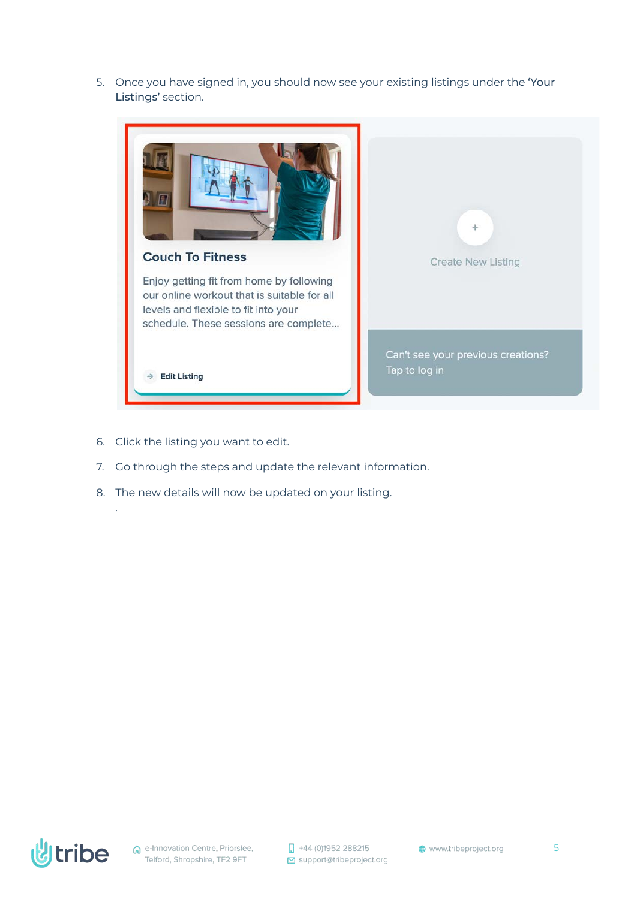5. Once you have signed in, you should now see your existing listings under the **'Your Listings'** section.

Couch To Fitness

Enjoy getting fit from home by following our online workout that is suitable for all levels and flexible to fit into your schedule. These sessions are complete...

Edit Listing

+

Create New Listing

Can't see your previous creations?
Tap to log in

6. Click the listing you want to edit.
7. Go through the steps and update the relevant information.
8. The new details will now be updated on your listing.